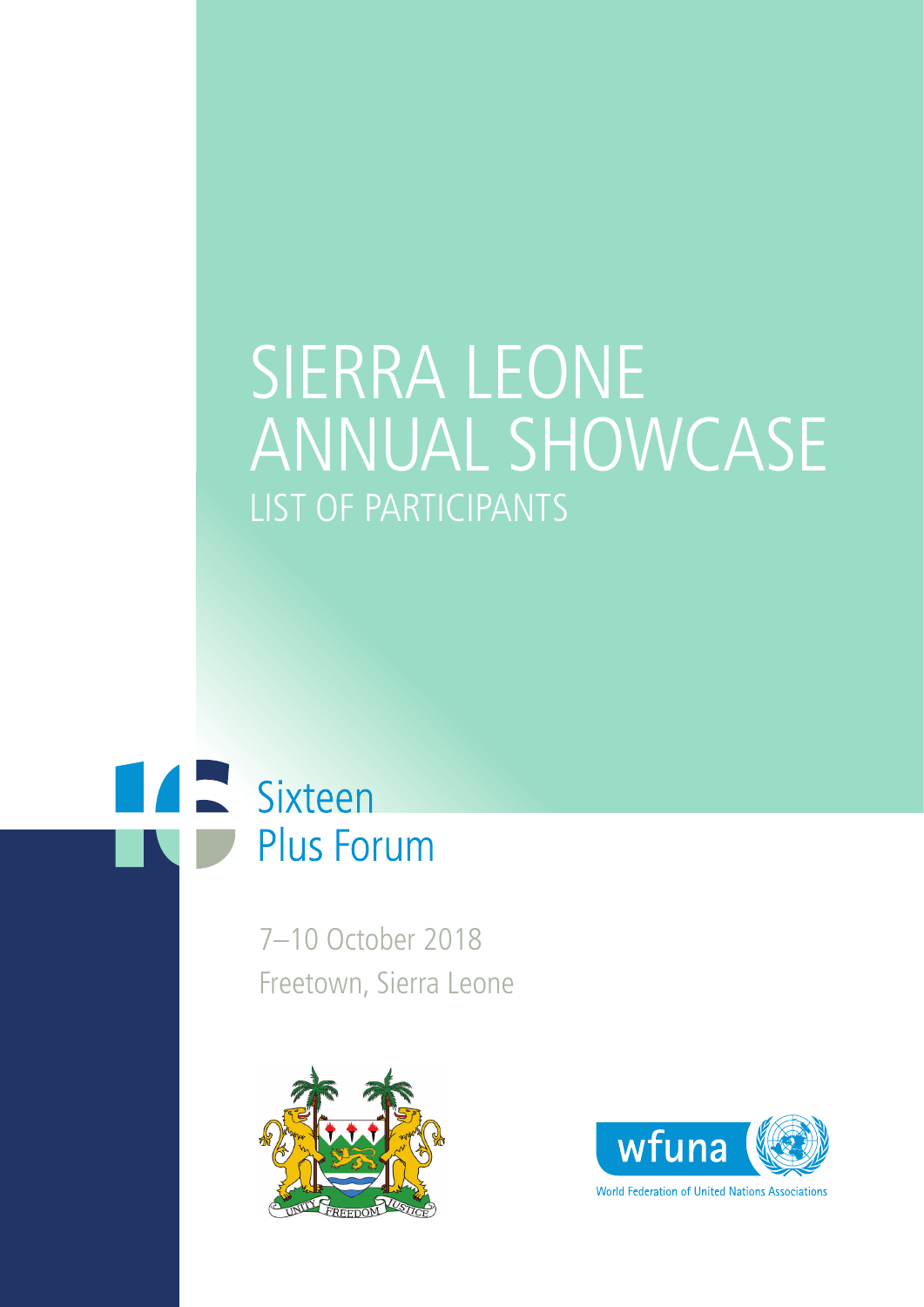# SIERRA LEONE ANNUAL SHOWCASE

## LIST OF PARTICIPANTS

Sixteen Plus Forum

7–10 October 2018

Freetown, Sierra Leone

UNITY FREEDOM JUSTICE

wfuna

World Federation of United Nations Associations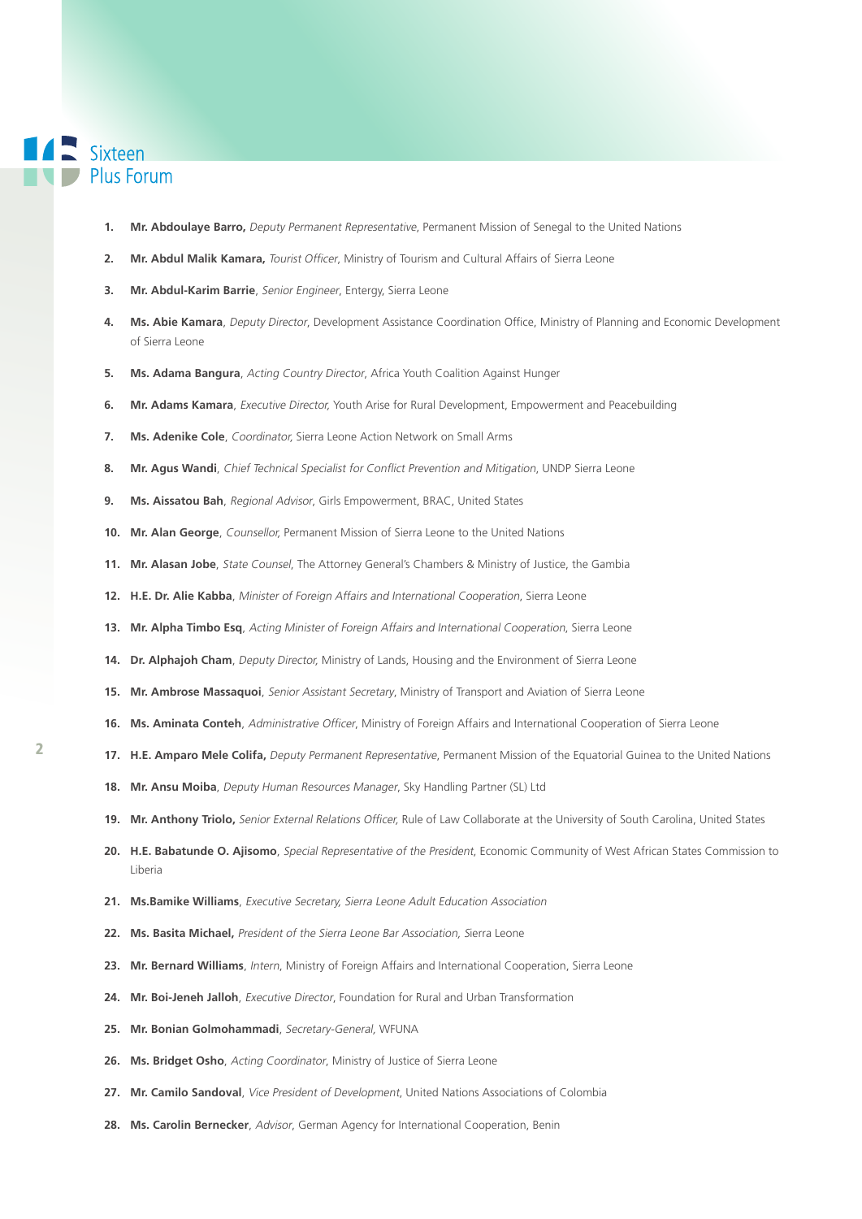1. **Mr. Abdoulaye Barro,** *Deputy Permanent Representative*, Permanent Mission of Senegal to the United Nations
2. **Mr. Abdul Malik Kamara,** *Tourist Officer*, Ministry of Tourism and Cultural Affairs of Sierra Leone
3. **Mr. Abdul-Karim Barrie**, *Senior Engineer*, Entergy, Sierra Leone
4. **Ms. Abie Kamara**, *Deputy Director*, Development Assistance Coordination Office, Ministry of Planning and Economic Development of Sierra Leone
5. **Ms. Adama Bangura**, *Acting Country Director*, Africa Youth Coalition Against Hunger
6. **Mr. Adams Kamara**, *Executive Director,* Youth Arise for Rural Development, Empowerment and Peacebuilding
7. **Ms. Adenike Cole**, *Coordinator,* Sierra Leone Action Network on Small Arms
8. **Mr. Agus Wandi**, *Chief Technical Specialist for Conflict Prevention and Mitigation*, UNDP Sierra Leone
9. **Ms. Aissatou Bah**, *Regional Advisor*, Girls Empowerment, BRAC, United States
10. **Mr. Alan George**, *Counsellor,* Permanent Mission of Sierra Leone to the United Nations
11. **Mr. Alasan Jobe**, *State Counsel*, The Attorney General's Chambers & Ministry of Justice, the Gambia
12. **H.E. Dr. Alie Kabba**, *Minister of Foreign Affairs and International Cooperation*, Sierra Leone
13. **Mr. Alpha Timbo Esq**, *Acting Minister of Foreign Affairs and International Cooperation*, Sierra Leone
14. **Dr. Alphajoh Cham**, *Deputy Director,* Ministry of Lands, Housing and the Environment of Sierra Leone
15. **Mr. Ambrose Massaquoi**, *Senior Assistant Secretary*, Ministry of Transport and Aviation of Sierra Leone
16. **Ms. Aminata Conteh**, *Administrative Officer*, Ministry of Foreign Affairs and International Cooperation of Sierra Leone
17. **H.E. Amparo Mele Colifa,** *Deputy Permanent Representative*, Permanent Mission of the Equatorial Guinea to the United Nations
18. **Mr. Ansu Moiba**, *Deputy Human Resources Manager*, Sky Handling Partner (SL) Ltd
19. **Mr. Anthony Triolo,** *Senior External Relations Officer,* Rule of Law Collaborate at the University of South Carolina, United States
20. **H.E. Babatunde O. Ajisomo**, *Special Representative of the President*, Economic Community of West African States Commission to Liberia
21. **Ms.Bamike Williams**, *Executive Secretary, Sierra Leone Adult Education Association*
22. **Ms. Basita Michael,** *President of the Sierra Leone Bar Association,* Sierra Leone
23. **Mr. Bernard Williams**, *Intern*, Ministry of Foreign Affairs and International Cooperation, Sierra Leone
24. **Mr. Boi-Jeneh Jalloh**, *Executive Director*, Foundation for Rural and Urban Transformation
25. **Mr. Bonian Golmohammadi**, *Secretary-General,* WFUNA
26. **Ms. Bridget Osho**, *Acting Coordinator*, Ministry of Justice of Sierra Leone
27. **Mr. Camilo Sandoval**, *Vice President of Development*, United Nations Associations of Colombia
28. **Ms. Carolin Bernecker**, *Advisor*, German Agency for International Cooperation, Benin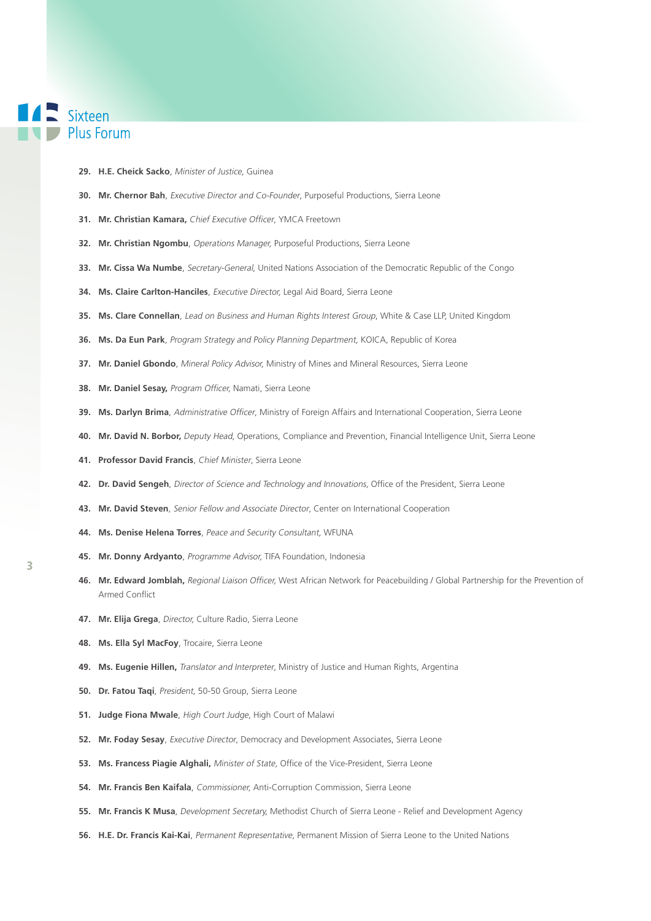29. **H.E. Cheick Sacko**, *Minister of Justice*, Guinea
30. **Mr. Chernor Bah**, *Executive Director and Co-Founder*, Purposeful Productions, Sierra Leone
31. **Mr. Christian Kamara,** *Chief Executive Officer*, YMCA Freetown
32. **Mr. Christian Ngombu**, *Operations Manager,* Purposeful Productions, Sierra Leone
33. **Mr. Cissa Wa Numbe**, *Secretary-General,* United Nations Association of the Democratic Republic of the Congo
34. **Ms. Claire Carlton-Hanciles**, *Executive Director,* Legal Aid Board, Sierra Leone
35. **Ms. Clare Connellan**, *Lead on Business and Human Rights Interest Group*, White & Case LLP, United Kingdom
36. **Ms. Da Eun Park**, *Program Strategy and Policy Planning Department,* KOICA, Republic of Korea
37. **Mr. Daniel Gbondo**, *Mineral Policy Advisor,* Ministry of Mines and Mineral Resources, Sierra Leone
38. **Mr. Daniel Sesay,** *Program Officer,* Namati, Sierra Leone
39. **Ms. Darlyn Brima**, *Administrative Officer*, Ministry of Foreign Affairs and International Cooperation, Sierra Leone
40. **Mr. David N. Borbor,** *Deputy Head,* Operations, Compliance and Prevention, Financial Intelligence Unit, Sierra Leone
41. **Professor David Francis**, *Chief Minister*, Sierra Leone
42. **Dr. David Sengeh**, *Director of Science and Technology and Innovations*, Office of the President, Sierra Leone
43. **Mr. David Steven**, *Senior Fellow and Associate Director*, Center on International Cooperation
44. **Ms. Denise Helena Torres**, *Peace and Security Consultant,* WFUNA
45. **Mr. Donny Ardyanto**, *Programme Advisor,* TIFA Foundation, Indonesia
46. **Mr. Edward Jomblah,** *Regional Liaison Officer,* West African Network for Peacebuilding / Global Partnership for the Prevention of Armed Conflict
47. **Mr. Elija Grega**, *Director,* Culture Radio, Sierra Leone
48. **Ms. Ella Syl MacFoy**, Trocaire, Sierra Leone
49. **Ms. Eugenie Hillen,** *Translator and Interpreter*, Ministry of Justice and Human Rights, Argentina
50. **Dr. Fatou Taqi**, *President,* 50-50 Group, Sierra Leone
51. **Judge Fiona Mwale**, *High Court Judge*, High Court of Malawi
52. **Mr. Foday Sesay**, *Executive Director*, Democracy and Development Associates, Sierra Leone
53. **Ms. Francess Piagie Alghali,** *Minister of State,* Office of the Vice-President, Sierra Leone
54. **Mr. Francis Ben Kaifala**, *Commissioner,* Anti-Corruption Commission, Sierra Leone
55. **Mr. Francis K Musa**, *Development Secretary,* Methodist Church of Sierra Leone - Relief and Development Agency
56. **H.E. Dr. Francis Kai-Kai**, *Permanent Representative*, Permanent Mission of Sierra Leone to the United Nations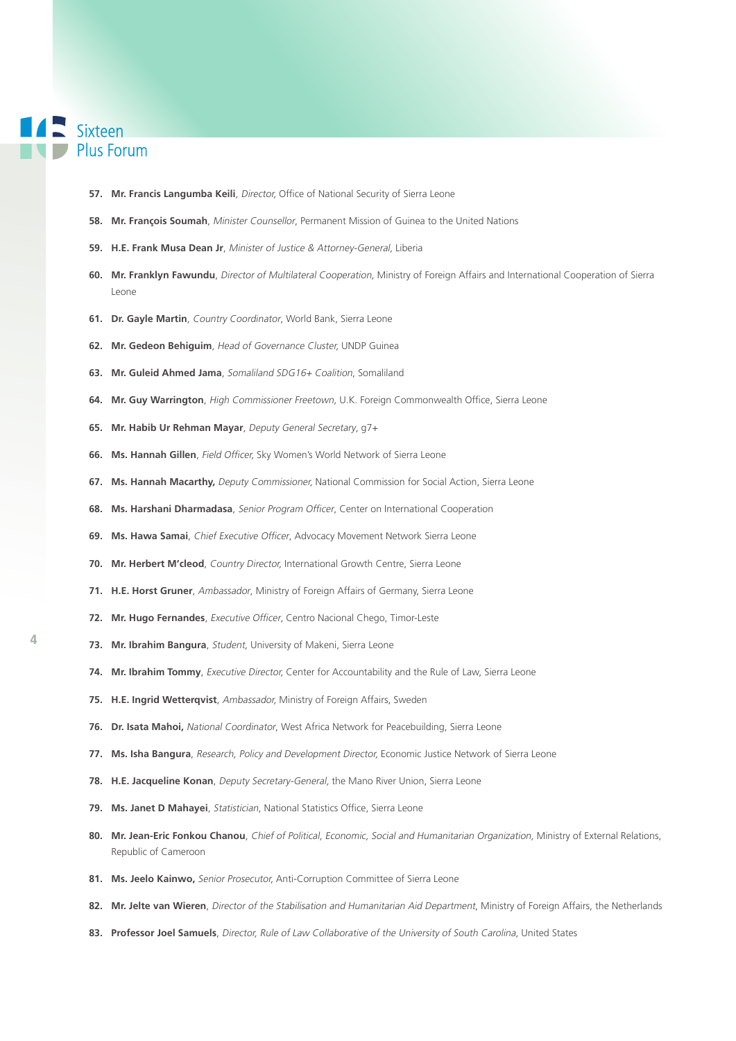57. **Mr. Francis Langumba Keili**, *Director,* Office of National Security of Sierra Leone

58. **Mr. François Soumah**, *Minister Counsellor*, Permanent Mission of Guinea to the United Nations

59. **H.E. Frank Musa Dean Jr**, *Minister of Justice & Attorney-General*, Liberia

60. **Mr. Franklyn Fawundu**, *Director of Multilateral Cooperation*, Ministry of Foreign Affairs and International Cooperation of Sierra Leone

61. **Dr. Gayle Martin**, *Country Coordinator*, World Bank, Sierra Leone

62. **Mr. Gedeon Behiguim**, *Head of Governance Cluster,* UNDP Guinea

63. **Mr. Guleid Ahmed Jama**, *Somaliland SDG16+ Coalition*, Somaliland

64. **Mr. Guy Warrington**, *High Commissioner Freetown*, U.K. Foreign Commonwealth Office, Sierra Leone

65. **Mr. Habib Ur Rehman Mayar**, *Deputy General Secretary*, g7+

66. **Ms. Hannah Gillen**, *Field Officer,* Sky Women's World Network of Sierra Leone

67. **Ms. Hannah Macarthy,** *Deputy Commissioner,* National Commission for Social Action, Sierra Leone

68. **Ms. Harshani Dharmadasa**, *Senior Program Officer*, Center on International Cooperation

69. **Ms. Hawa Samai**, *Chief Executive Officer*, Advocacy Movement Network Sierra Leone

70. **Mr. Herbert M'cleod**, *Country Director,* International Growth Centre, Sierra Leone

71. **H.E. Horst Gruner**, *Ambassador*, Ministry of Foreign Affairs of Germany, Sierra Leone

72. **Mr. Hugo Fernandes**, *Executive Officer*, Centro Nacional Chego, Timor-Leste

73. **Mr. Ibrahim Bangura**, *Student*, University of Makeni, Sierra Leone

74. **Mr. Ibrahim Tommy**, *Executive Director,* Center for Accountability and the Rule of Law, Sierra Leone

75. **H.E. Ingrid Wetterqvist**, *Ambassador,* Ministry of Foreign Affairs, Sweden

76. **Dr. Isata Mahoi,** *National Coordinator*, West Africa Network for Peacebuilding, Sierra Leone

77. **Ms. Isha Bangura**, *Research, Policy and Development Director,* Economic Justice Network of Sierra Leone

78. **H.E. Jacqueline Konan**, *Deputy Secretary-General,* the Mano River Union, Sierra Leone

79. **Ms. Janet D Mahayei**, *Statistician*, National Statistics Office, Sierra Leone

80. **Mr. Jean-Eric Fonkou Chanou**, *Chief of Political, Economic, Social and Humanitarian Organization,* Ministry of External Relations, Republic of Cameroon

81. **Ms. Jeelo Kainwo,** *Senior Prosecutor,* Anti-Corruption Committee of Sierra Leone

82. **Mr. Jelte van Wieren**, *Director of the Stabilisation and Humanitarian Aid Department*, Ministry of Foreign Affairs, the Netherlands

83. **Professor Joel Samuels**, *Director, Rule of Law Collaborative of the University of South Carolina,* United States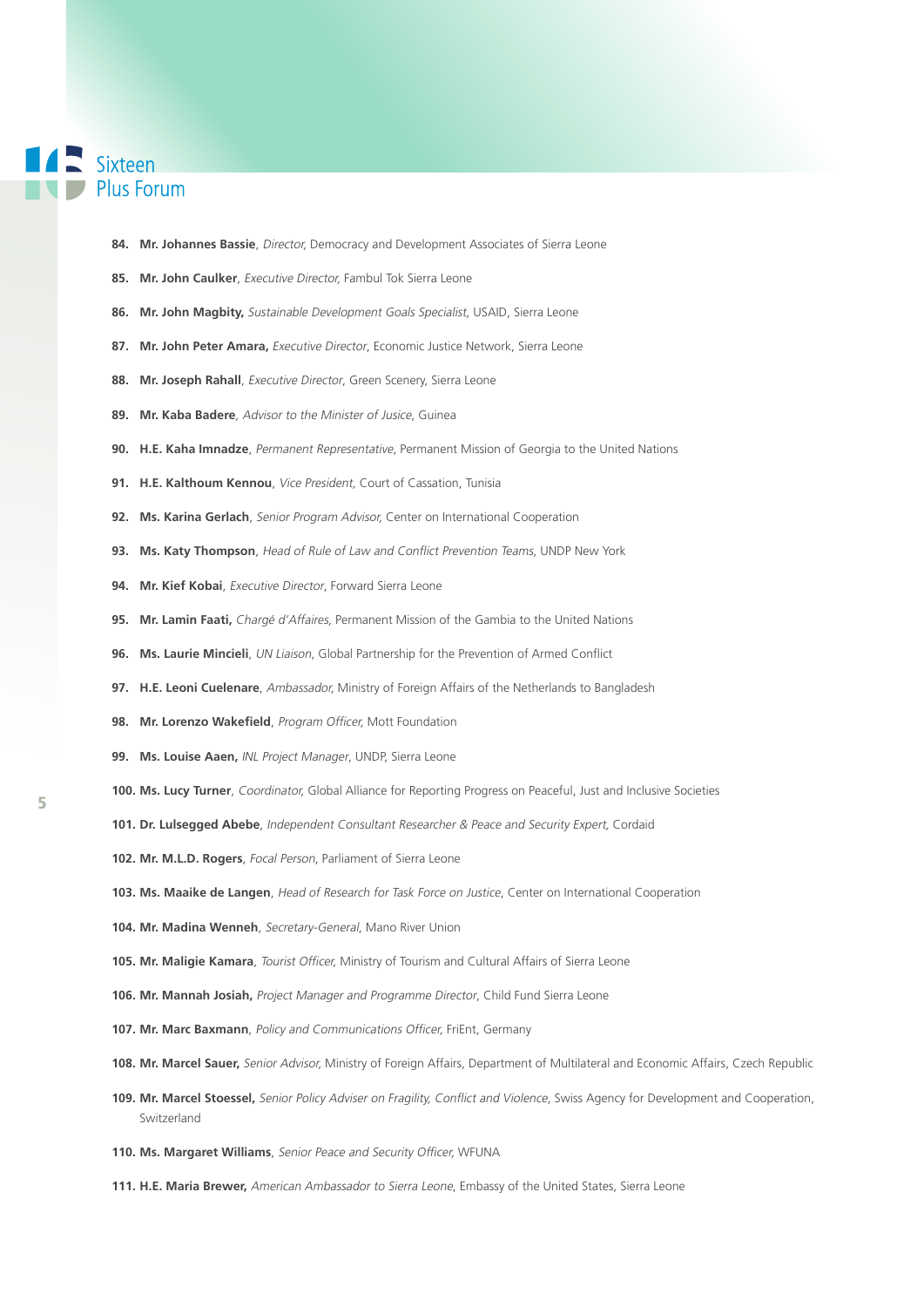84. **Mr. Johannes Bassie**, *Director,* Democracy and Development Associates of Sierra Leone

85. **Mr. John Caulker**, *Executive Director,* Fambul Tok Sierra Leone

86. **Mr. John Magbity,** *Sustainable Development Goals Specialist,* USAID, Sierra Leone

87. **Mr. John Peter Amara,** *Executive Director*, Economic Justice Network, Sierra Leone

88. **Mr. Joseph Rahall**, *Executive Director*, Green Scenery, Sierra Leone

89. **Mr. Kaba Badere***, Advisor to the Minister of Jusice*, Guinea

90. **H.E. Kaha Imnadze**, *Permanent Representative*, Permanent Mission of Georgia to the United Nations

91. **H.E. Kalthoum Kennou**, *Vice President,* Court of Cassation, Tunisia

92. **Ms. Karina Gerlach**, *Senior Program Advisor,* Center on International Cooperation

93. **Ms. Katy Thompson**, *Head of Rule of Law and Conflict Prevention Teams,* UNDP New York

94. **Mr. Kief Kobai**, *Executive Director*, Forward Sierra Leone

95. **Mr. Lamin Faati,** *Chargé d'Affaires,* Permanent Mission of the Gambia to the United Nations

96. **Ms. Laurie Mincieli**, *UN Liaison*, Global Partnership for the Prevention of Armed Conflict

97. **H.E. Leoni Cuelenare**, *Ambassador,* Ministry of Foreign Affairs of the Netherlands to Bangladesh

98. **Mr. Lorenzo Wakefield**, *Program Officer,* Mott Foundation

99. **Ms. Louise Aaen,** *INL Project Manager*, UNDP, Sierra Leone

100. **Ms. Lucy Turner**, *Coordinator,* Global Alliance for Reporting Progress on Peaceful, Just and Inclusive Societies

101. **Dr. Lulsegged Abebe**, *Independent Consultant Researcher & Peace and Security Expert,* Cordaid

102. **Mr. M.L.D. Rogers**, *Focal Person*, Parliament of Sierra Leone

103. **Ms. Maaike de Langen**, *Head of Research for Task Force on Justice*, Center on International Cooperation

104. **Mr. Madina Wenneh**, *Secretary-General*, Mano River Union

105. **Mr. Maligie Kamara**, *Tourist Officer,* Ministry of Tourism and Cultural Affairs of Sierra Leone

106. **Mr. Mannah Josiah,** *Project Manager and Programme Director*, Child Fund Sierra Leone

107. **Mr. Marc Baxmann**, *Policy and Communications Officer,* FriEnt, Germany

108. **Mr. Marcel Sauer,** *Senior Advisor,* Ministry of Foreign Affairs, Department of Multilateral and Economic Affairs, Czech Republic

109. **Mr. Marcel Stoessel,** *Senior Policy Adviser on Fragility, Conflict and Violence*, Swiss Agency for Development and Cooperation, Switzerland

110. **Ms. Margaret Williams**, *Senior Peace and Security Officer,* WFUNA

111. **H.E. Maria Brewer,** *American Ambassador to Sierra Leone*, Embassy of the United States, Sierra Leone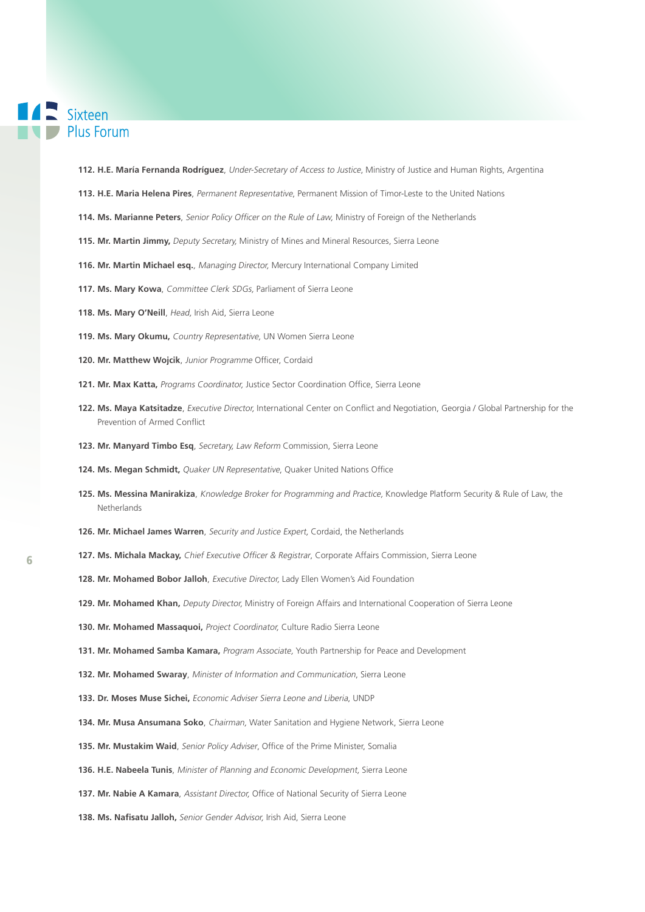112. **H.E. María Fernanda Rodríguez**, *Under-Secretary of Access to Justice*, Ministry of Justice and Human Rights, Argentina

113. **H.E. Maria Helena Pires**, *Permanent Representative*, Permanent Mission of Timor-Leste to the United Nations

114. **Ms. Marianne Peters**, *Senior Policy Officer on the Rule of Law*, Ministry of Foreign of the Netherlands

115. **Mr. Martin Jimmy,** *Deputy Secretary,* Ministry of Mines and Mineral Resources, Sierra Leone

116. **Mr. Martin Michael esq.**, *Managing Director,* Mercury International Company Limited

117. **Ms. Mary Kowa**, *Committee Clerk SDGs*, Parliament of Sierra Leone

118. **Ms. Mary O'Neill**, *Head,* Irish Aid, Sierra Leone

119. **Ms. Mary Okumu,** *Country Representative,* UN Women Sierra Leone

120. **Mr. Matthew Wojcik**, *Junior Programme* Officer, Cordaid

121. **Mr. Max Katta,** *Programs Coordinator,* Justice Sector Coordination Office, Sierra Leone

122. **Ms. Maya Katsitadze**, *Executive Director,* International Center on Conflict and Negotiation, Georgia / Global Partnership for the Prevention of Armed Conflict

123. **Mr. Manyard Timbo Esq**, *Secretary, Law Reform* Commission, Sierra Leone

124. **Ms. Megan Schmidt,** *Quaker UN Representative*, Quaker United Nations Office

125. **Ms. Messina Manirakiza**, *Knowledge Broker for Programming and Practice*, Knowledge Platform Security & Rule of Law, the Netherlands

126. **Mr. Michael James Warren**, *Security and Justice Expert*, Cordaid, the Netherlands

127. **Ms. Michala Mackay,** *Chief Executive Officer & Registrar*, Corporate Affairs Commission, Sierra Leone

128. **Mr. Mohamed Bobor Jalloh**, *Executive Director,* Lady Ellen Women's Aid Foundation

129. **Mr. Mohamed Khan,** *Deputy Director,* Ministry of Foreign Affairs and International Cooperation of Sierra Leone

130. **Mr. Mohamed Massaquoi,** *Project Coordinator,* Culture Radio Sierra Leone

131. **Mr. Mohamed Samba Kamara,** *Program Associate,* Youth Partnership for Peace and Development

132. **Mr. Mohamed Swaray**, *Minister of Information and Communication*, Sierra Leone

133. **Dr. Moses Muse Sichei,** *Economic Adviser Sierra Leone and Liberia*, UNDP

134. **Mr. Musa Ansumana Soko**, *Chairman,* Water Sanitation and Hygiene Network, Sierra Leone

135. **Mr. Mustakim Waid**, *Senior Policy Adviser*, Office of the Prime Minister, Somalia

136. **H.E. Nabeela Tunis**, *Minister of Planning and Economic Development*, Sierra Leone

137. **Mr. Nabie A Kamara**, *Assistant Director,* Office of National Security of Sierra Leone

138. **Ms. Nafisatu Jalloh,** *Senior Gender Advisor,* Irish Aid, Sierra Leone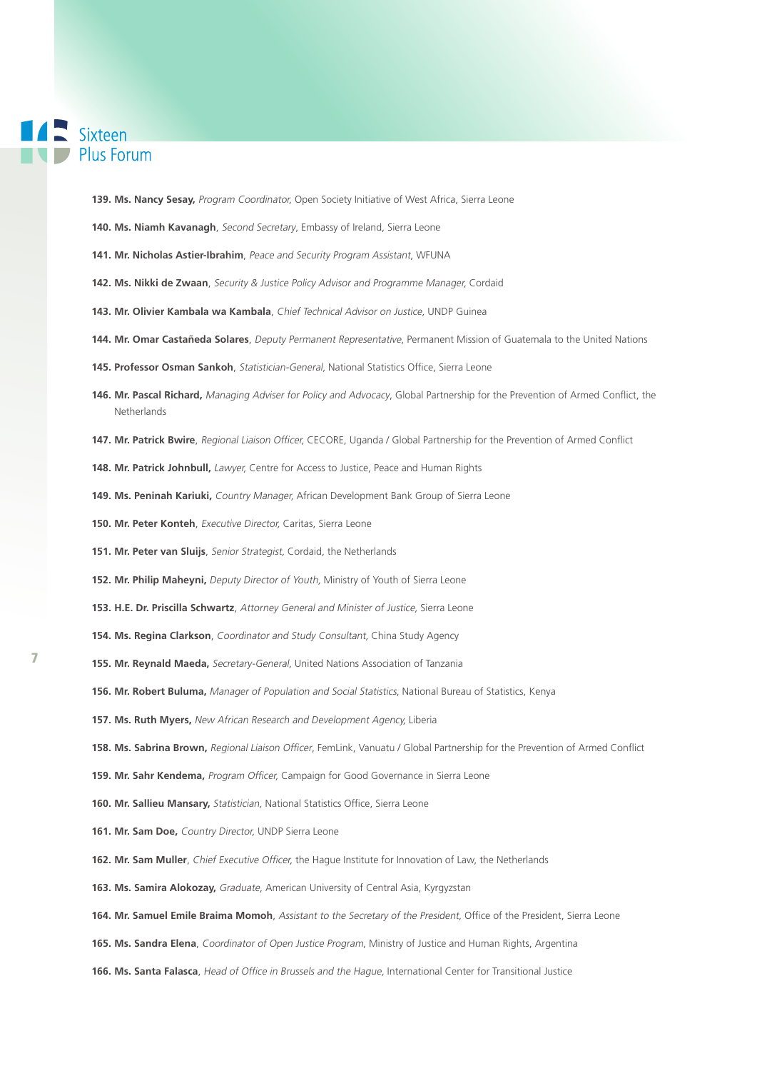139. **Ms. Nancy Sesay,** *Program Coordinator,* Open Society Initiative of West Africa, Sierra Leone

140. **Ms. Niamh Kavanagh**, *Second Secretary*, Embassy of Ireland, Sierra Leone

141. **Mr. Nicholas Astier-Ibrahim**, *Peace and Security Program Assistant,* WFUNA

142. **Ms. Nikki de Zwaan**, *Security & Justice Policy Advisor and Programme Manager,* Cordaid

143. **Mr. Olivier Kambala wa Kambala**, *Chief Technical Advisor on Justice,* UNDP Guinea

144. **Mr. Omar Castañeda Solares**, *Deputy Permanent Representative,* Permanent Mission of Guatemala to the United Nations

145. **Professor Osman Sankoh**, *Statistician-General,* National Statistics Office, Sierra Leone

146. **Mr. Pascal Richard,** *Managing Adviser for Policy and Advocacy*, Global Partnership for the Prevention of Armed Conflict, the Netherlands

147. **Mr. Patrick Bwire**, *Regional Liaison Officer,* CECORE, Uganda / Global Partnership for the Prevention of Armed Conflict

148. **Mr. Patrick Johnbull,** *Lawyer,* Centre for Access to Justice, Peace and Human Rights

149. **Ms. Peninah Kariuki,** *Country Manager,* African Development Bank Group of Sierra Leone

150. **Mr. Peter Konteh**, *Executive Director,* Caritas, Sierra Leone

151. **Mr. Peter van Sluijs**, *Senior Strategist,* Cordaid, the Netherlands

152. **Mr. Philip Maheyni,** *Deputy Director of Youth,* Ministry of Youth of Sierra Leone

153. **H.E. Dr. Priscilla Schwartz**, *Attorney General and Minister of Justice,* Sierra Leone

154. **Ms. Regina Clarkson**, *Coordinator and Study Consultant,* China Study Agency

155. **Mr. Reynald Maeda,** *Secretary-General,* United Nations Association of Tanzania

156. **Mr. Robert Buluma,** *Manager of Population and Social Statistics*, National Bureau of Statistics, Kenya

157. **Ms. Ruth Myers,** *New African Research and Development Agency,* Liberia

158. **Ms. Sabrina Brown,** *Regional Liaison Officer*, FemLink, Vanuatu / Global Partnership for the Prevention of Armed Conflict

159. **Mr. Sahr Kendema,** *Program Officer,* Campaign for Good Governance in Sierra Leone

160. **Mr. Sallieu Mansary,** *Statistician,* National Statistics Office, Sierra Leone

161. **Mr. Sam Doe,** *Country Director,* UNDP Sierra Leone

162. **Mr. Sam Muller**, *Chief Executive Officer,* the Hague Institute for Innovation of Law, the Netherlands

163. **Ms. Samira Alokozay,** *Graduate*, American University of Central Asia, Kyrgyzstan

164. **Mr. Samuel Emile Braima Momoh**, *Assistant to the Secretary of the President*, Office of the President, Sierra Leone

165. **Ms. Sandra Elena**, *Coordinator of Open Justice Program*, Ministry of Justice and Human Rights, Argentina

166. **Ms. Santa Falasca**, *Head of Office in Brussels and the Hague,* International Center for Transitional Justice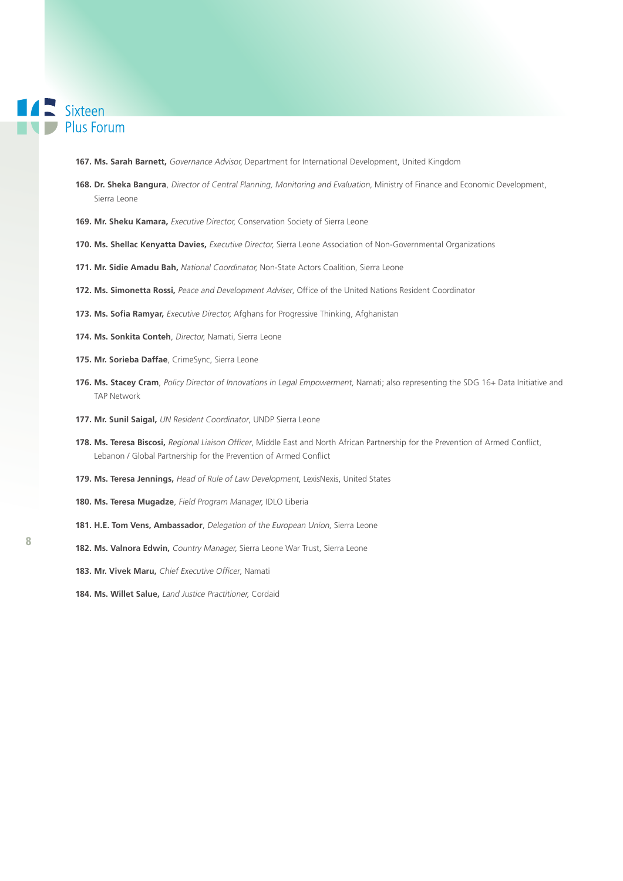167. **Ms. Sarah Barnett,** *Governance Advisor,* Department for International Development, United Kingdom

168. **Dr. Sheka Bangura**, *Director of Central Planning, Monitoring and Evaluation*, Ministry of Finance and Economic Development, Sierra Leone

169. **Mr. Sheku Kamara,** *Executive Director,* Conservation Society of Sierra Leone

170. **Ms. Shellac Kenyatta Davies,** *Executive Director,* Sierra Leone Association of Non-Governmental Organizations

171. **Mr. Sidie Amadu Bah,** *National Coordinator,* Non-State Actors Coalition, Sierra Leone

172. **Ms. Simonetta Rossi,** *Peace and Development Adviser*, Office of the United Nations Resident Coordinator

173. **Ms. Sofia Ramyar,** *Executive Director,* Afghans for Progressive Thinking, Afghanistan

174. **Ms. Sonkita Conteh**, *Director,* Namati, Sierra Leone

175. **Mr. Sorieba Daffae**, CrimeSync, Sierra Leone

176. **Ms. Stacey Cram**, *Policy Director of Innovations in Legal Empowerment,* Namati; also representing the SDG 16+ Data Initiative and TAP Network

177. **Mr. Sunil Saigal,** *UN Resident Coordinator*, UNDP Sierra Leone

178. **Ms. Teresa Biscosi,** *Regional Liaison Officer*, Middle East and North African Partnership for the Prevention of Armed Conflict, Lebanon / Global Partnership for the Prevention of Armed Conflict

179. **Ms. Teresa Jennings,** *Head of Rule of Law Development*, LexisNexis, United States

180. **Ms. Teresa Mugadze**, *Field Program Manager,* IDLO Liberia

181. **H.E. Tom Vens, Ambassador**, *Delegation of the European Union,* Sierra Leone

182. **Ms. Valnora Edwin,** *Country Manager,* Sierra Leone War Trust, Sierra Leone

183. **Mr. Vivek Maru,** *Chief Executive Officer*, Namati

184. **Ms. Willet Salue,** *Land Justice Practitioner,* Cordaid